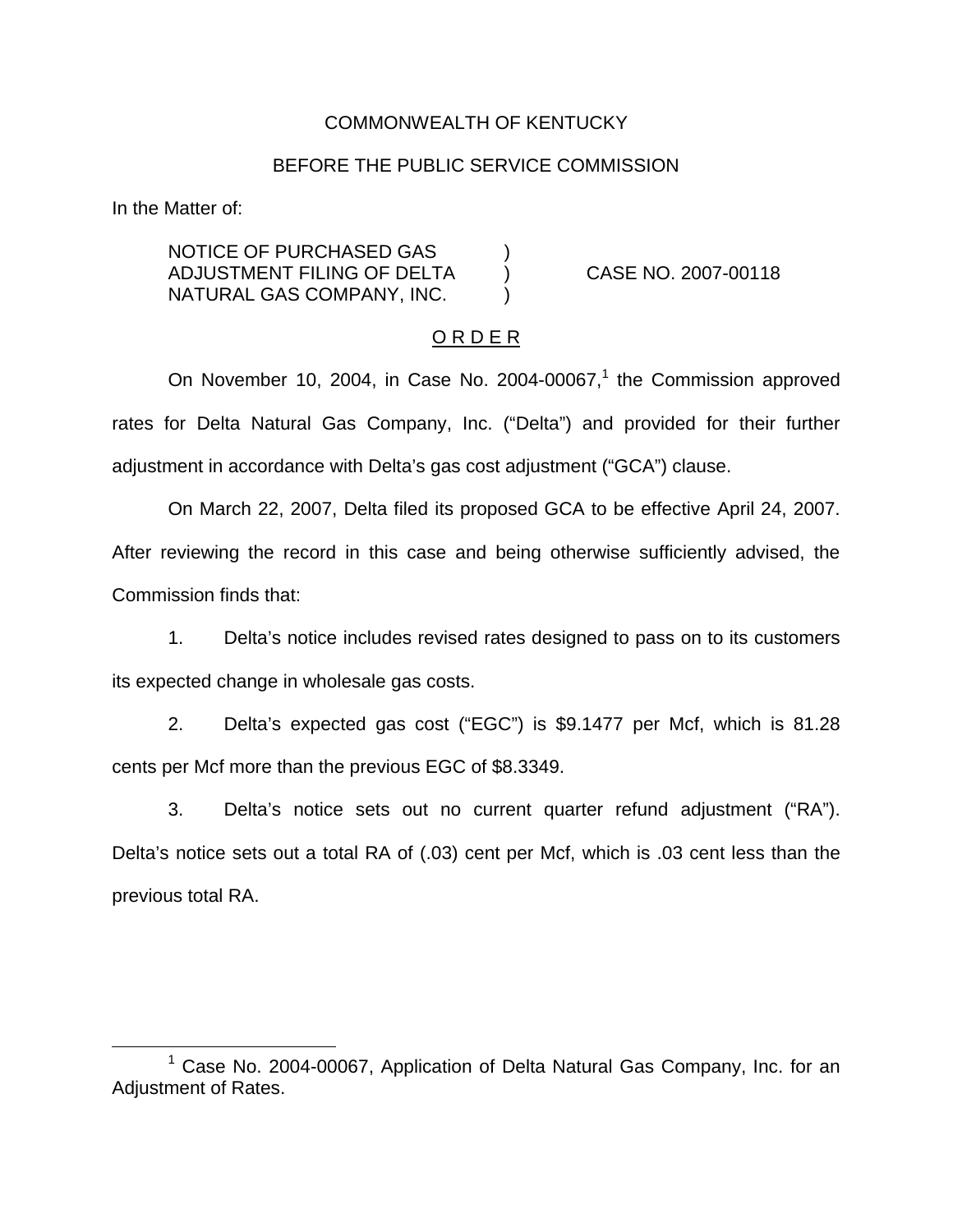COMMONWEALTH OF KENTUCKY

BEFORE THE PUBLIC SERVICE COMMISSION

In the Matter of:

| | | |
|---|---|---|
| NOTICE OF PURCHASED GAS ADJUSTMENT FILING OF DELTA NATURAL GAS COMPANY, INC. | ) ) ) | CASE NO. 2007-00118 |

O R D E R

On November 10, 2004, in Case No. 2004-00067,[1] the Commission approved rates for Delta Natural Gas Company, Inc. ("Delta") and provided for their further adjustment in accordance with Delta's gas cost adjustment ("GCA") clause.

On March 22, 2007, Delta filed its proposed GCA to be effective April 24, 2007. After reviewing the record in this case and being otherwise sufficiently advised, the Commission finds that:

1. Delta's notice includes revised rates designed to pass on to its customers its expected change in wholesale gas costs.

2. Delta's expected gas cost ("EGC") is $9.1477 per Mcf, which is 81.28 cents per Mcf more than the previous EGC of $8.3349.

3. Delta's notice sets out no current quarter refund adjustment ("RA"). Delta's notice sets out a total RA of (.03) cent per Mcf, which is .03 cent less than the previous total RA.

---

[1] Case No. 2004-00067, Application of Delta Natural Gas Company, Inc. for an Adjustment of Rates.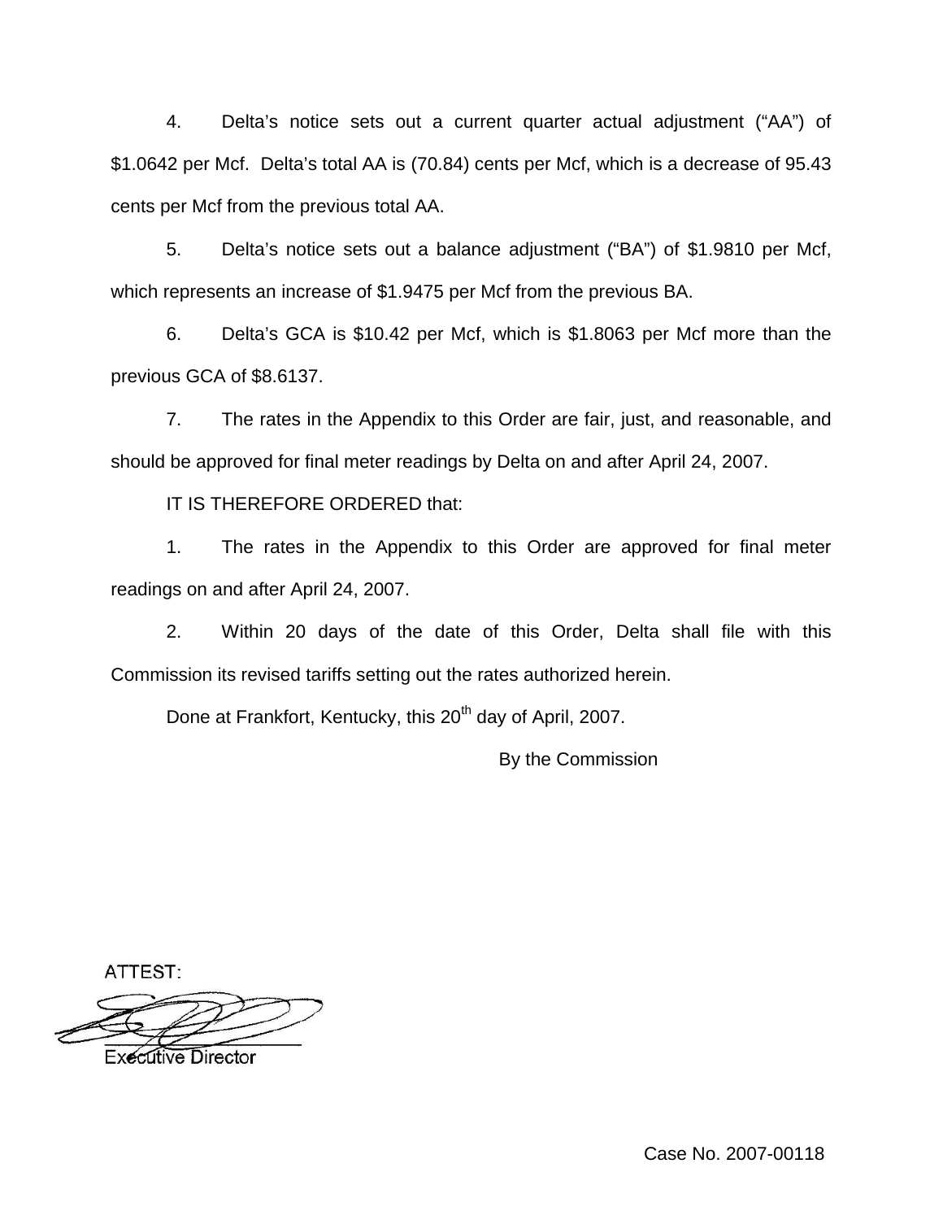4. Delta's notice sets out a current quarter actual adjustment ("AA") of $1.0642 per Mcf. Delta's total AA is (70.84) cents per Mcf, which is a decrease of 95.43 cents per Mcf from the previous total AA.

5. Delta's notice sets out a balance adjustment ("BA") of $1.9810 per Mcf, which represents an increase of $1.9475 per Mcf from the previous BA.

6. Delta's GCA is $10.42 per Mcf, which is $1.8063 per Mcf more than the previous GCA of $8.6137.

7. The rates in the Appendix to this Order are fair, just, and reasonable, and should be approved for final meter readings by Delta on and after April 24, 2007.

IT IS THEREFORE ORDERED that:

1. The rates in the Appendix to this Order are approved for final meter readings on and after April 24, 2007.

2. Within 20 days of the date of this Order, Delta shall file with this Commission its revised tariffs setting out the rates authorized herein.

Done at Frankfort, Kentucky, this 20th day of April, 2007.

By the Commission

ATTEST:

Executive Director

Case No. 2007-00118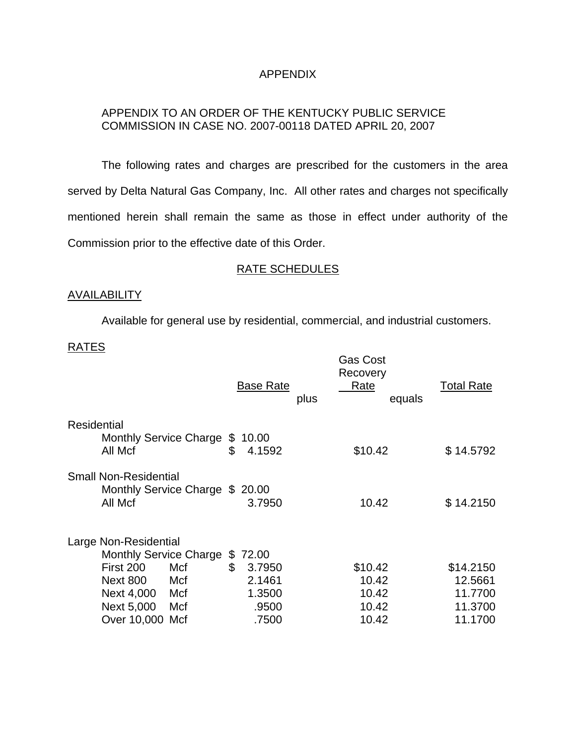APPENDIX

APPENDIX TO AN ORDER OF THE KENTUCKY PUBLIC SERVICE COMMISSION IN CASE NO. 2007-00118 DATED APRIL 20, 2007

The following rates and charges are prescribed for the customers in the area served by Delta Natural Gas Company, Inc. All other rates and charges not specifically mentioned herein shall remain the same as those in effect under authority of the Commission prior to the effective date of this Order.

RATE SCHEDULES

AVAILABILITY

Available for general use by residential, commercial, and industrial customers.

RATES

| | Base Rate | plus | Gas Cost Recovery Rate | equals | Total Rate |
|---|---|---|---|---|---|
| **Residential** | | | | | |
| Monthly Service Charge | $ 10.00 | | | | |
| All Mcf | $ 4.1592 | | $10.42 | | $ 14.5792 |
| **Small Non-Residential** | | | | | |
| Monthly Service Charge | $ 20.00 | | | | |
| All Mcf | 3.7950 | | 10.42 | | $ 14.2150 |
| **Large Non-Residential** | | | | | |
| Monthly Service Charge | $ 72.00 | | | | |
| First 200 Mcf | $ 3.7950 | | $10.42 | | $14.2150 |
| Next 800 Mcf | 2.1461 | | 10.42 | | 12.5661 |
| Next 4,000 Mcf | 1.3500 | | 10.42 | | 11.7700 |
| Next 5,000 Mcf | .9500 | | 10.42 | | 11.3700 |
| Over 10,000 Mcf | .7500 | | 10.42 | | 11.1700 |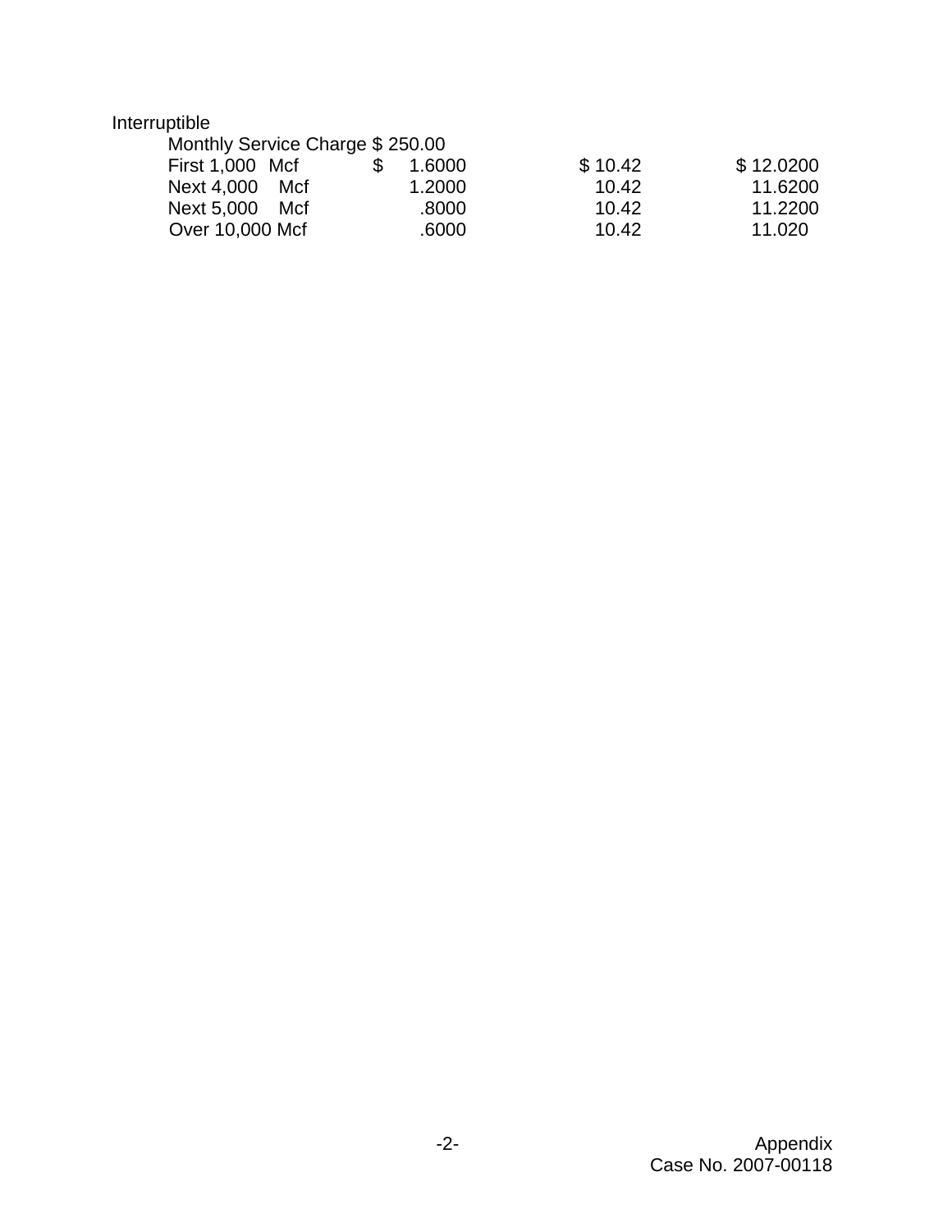Interruptible

| | | | |
|---|---|---|---|
| Monthly Service Charge $ 250.00 | | | |
| First 1,000 Mcf | $ 1.6000 | $ 10.42 | $ 12.0200 |
| Next 4,000 Mcf | 1.2000 | 10.42 | 11.6200 |
| Next 5,000 Mcf | .8000 | 10.42 | 11.2200 |
| Over 10,000 Mcf | .6000 | 10.42 | 11.020 |

Appendix
Case No. 2007-00118